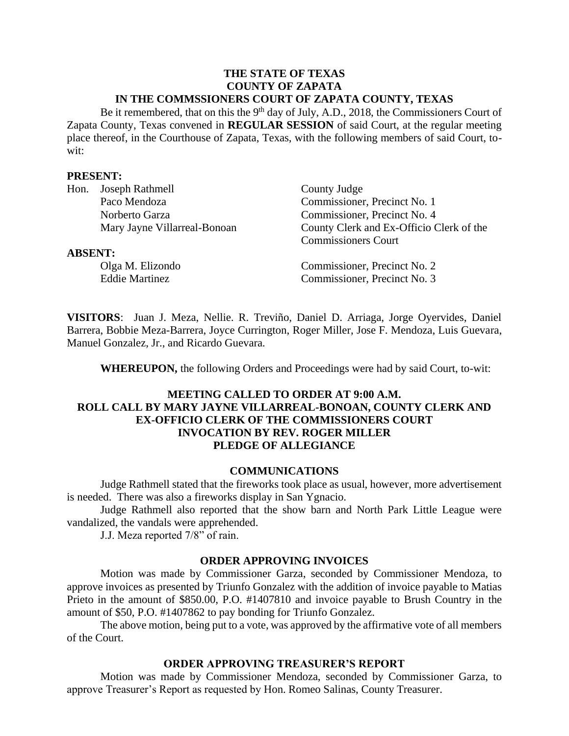**THE STATE OF TEXAS**
**COUNTY OF ZAPATA**
**IN THE COMMSSIONERS COURT OF ZAPATA COUNTY, TEXAS**

Be it remembered, that on this the 9th day of July, A.D., 2018, the Commissioners Court of Zapata County, Texas convened in **REGULAR SESSION** of said Court, at the regular meeting place thereof, in the Courthouse of Zapata, Texas, with the following members of said Court, to-wit:

**PRESENT:**

| | |
|---|---|
| Hon. Joseph Rathmell | County Judge |
| Paco Mendoza | Commissioner, Precinct No. 1 |
| Norberto Garza | Commissioner, Precinct No. 4 |
| Mary Jayne Villarreal-Bonoan | County Clerk and Ex-Officio Clerk of the Commissioners Court |

**ABSENT:**

| | |
|---|---|
| Olga M. Elizondo | Commissioner, Precinct No. 2 |
| Eddie Martinez | Commissioner, Precinct No. 3 |

**VISITORS**: Juan J. Meza, Nellie. R. Treviño, Daniel D. Arriaga, Jorge Oyervides, Daniel Barrera, Bobbie Meza-Barrera, Joyce Currington, Roger Miller, Jose F. Mendoza, Luis Guevara, Manuel Gonzalez, Jr., and Ricardo Guevara.

**WHEREUPON,** the following Orders and Proceedings were had by said Court, to-wit:

**MEETING CALLED TO ORDER AT 9:00 A.M.**
**ROLL CALL BY MARY JAYNE VILLARREAL-BONOAN, COUNTY CLERK AND EX-OFFICIO CLERK OF THE COMMISSIONERS COURT**
**INVOCATION BY REV. ROGER MILLER**
**PLEDGE OF ALLEGIANCE**

## COMMUNICATIONS

Judge Rathmell stated that the fireworks took place as usual, however, more advertisement is needed. There was also a fireworks display in San Ygnacio.

Judge Rathmell also reported that the show barn and North Park Little League were vandalized, the vandals were apprehended.

J.J. Meza reported 7/8" of rain.

## ORDER APPROVING INVOICES

Motion was made by Commissioner Garza, seconded by Commissioner Mendoza, to approve invoices as presented by Triunfo Gonzalez with the addition of invoice payable to Matias Prieto in the amount of $850.00, P.O. #1407810 and invoice payable to Brush Country in the amount of $50, P.O. #1407862 to pay bonding for Triunfo Gonzalez.

The above motion, being put to a vote, was approved by the affirmative vote of all members of the Court.

## ORDER APPROVING TREASURER'S REPORT

Motion was made by Commissioner Mendoza, seconded by Commissioner Garza, to approve Treasurer's Report as requested by Hon. Romeo Salinas, County Treasurer.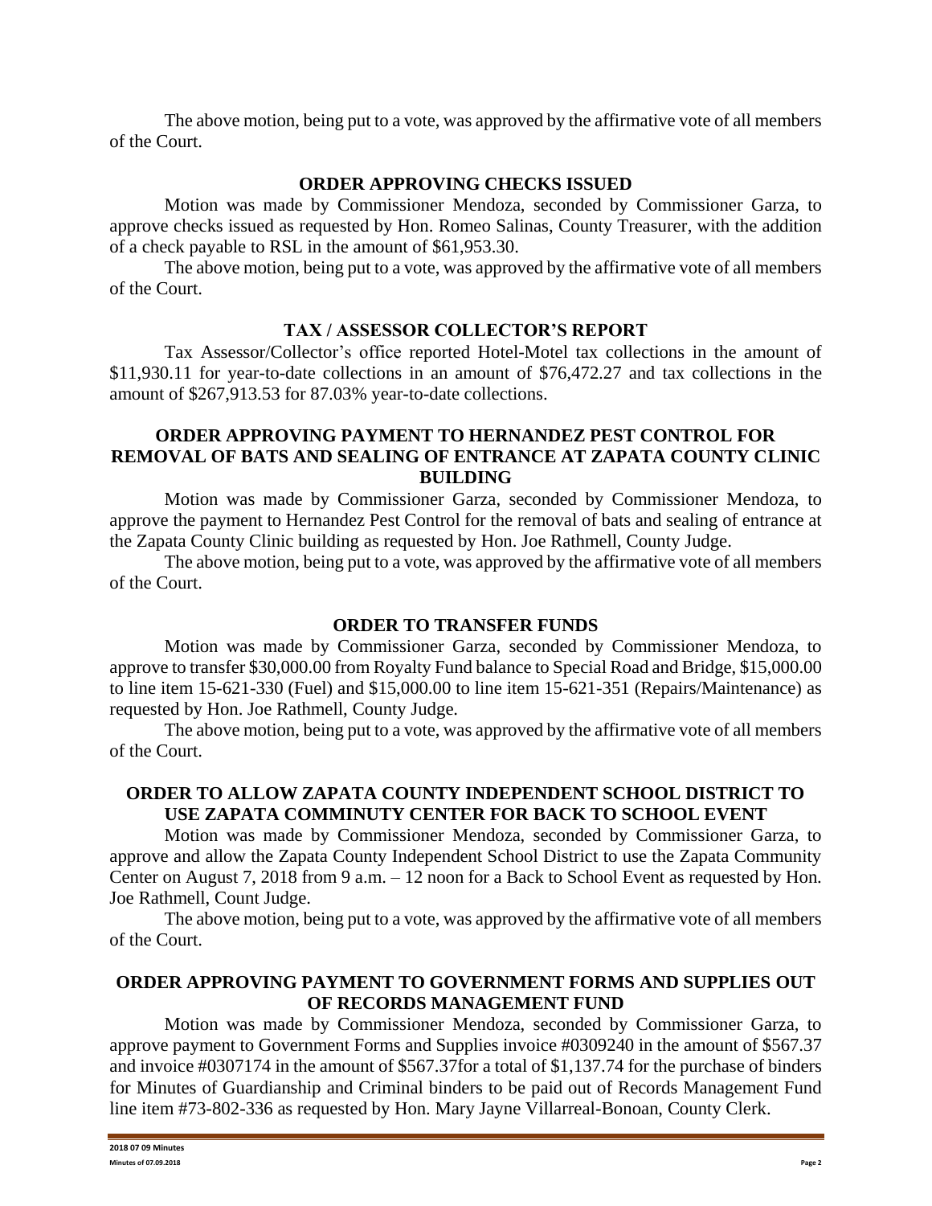The above motion, being put to a vote, was approved by the affirmative vote of all members of the Court.

## ORDER APPROVING CHECKS ISSUED

Motion was made by Commissioner Mendoza, seconded by Commissioner Garza, to approve checks issued as requested by Hon. Romeo Salinas, County Treasurer, with the addition of a check payable to RSL in the amount of $61,953.30.

The above motion, being put to a vote, was approved by the affirmative vote of all members of the Court.

## TAX / ASSESSOR COLLECTOR'S REPORT

Tax Assessor/Collector's office reported Hotel-Motel tax collections in the amount of $11,930.11 for year-to-date collections in an amount of $76,472.27 and tax collections in the amount of $267,913.53 for 87.03% year-to-date collections.

## ORDER APPROVING PAYMENT TO HERNANDEZ PEST CONTROL FOR REMOVAL OF BATS AND SEALING OF ENTRANCE AT ZAPATA COUNTY CLINIC BUILDING

Motion was made by Commissioner Garza, seconded by Commissioner Mendoza, to approve the payment to Hernandez Pest Control for the removal of bats and sealing of entrance at the Zapata County Clinic building as requested by Hon. Joe Rathmell, County Judge.

The above motion, being put to a vote, was approved by the affirmative vote of all members of the Court.

## ORDER TO TRANSFER FUNDS

Motion was made by Commissioner Garza, seconded by Commissioner Mendoza, to approve to transfer $30,000.00 from Royalty Fund balance to Special Road and Bridge, $15,000.00 to line item 15-621-330 (Fuel) and $15,000.00 to line item 15-621-351 (Repairs/Maintenance) as requested by Hon. Joe Rathmell, County Judge.

The above motion, being put to a vote, was approved by the affirmative vote of all members of the Court.

## ORDER TO ALLOW ZAPATA COUNTY INDEPENDENT SCHOOL DISTRICT TO USE ZAPATA COMMINUTY CENTER FOR BACK TO SCHOOL EVENT

Motion was made by Commissioner Mendoza, seconded by Commissioner Garza, to approve and allow the Zapata County Independent School District to use the Zapata Community Center on August 7, 2018 from 9 a.m. – 12 noon for a Back to School Event as requested by Hon. Joe Rathmell, Count Judge.

The above motion, being put to a vote, was approved by the affirmative vote of all members of the Court.

## ORDER APPROVING PAYMENT TO GOVERNMENT FORMS AND SUPPLIES OUT OF RECORDS MANAGEMENT FUND

Motion was made by Commissioner Mendoza, seconded by Commissioner Garza, to approve payment to Government Forms and Supplies invoice #0309240 in the amount of $567.37 and invoice #0307174 in the amount of $567.37for a total of $1,137.74 for the purchase of binders for Minutes of Guardianship and Criminal binders to be paid out of Records Management Fund line item #73-802-336 as requested by Hon. Mary Jayne Villarreal-Bonoan, County Clerk.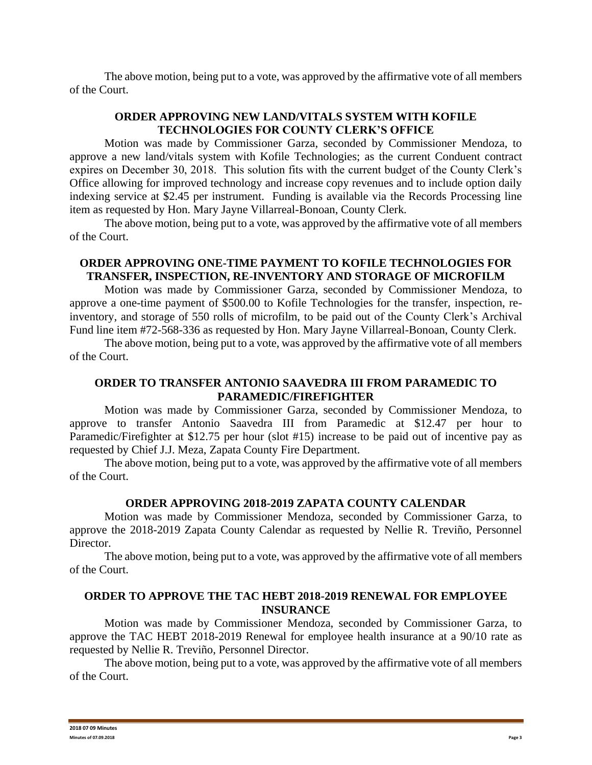The above motion, being put to a vote, was approved by the affirmative vote of all members of the Court.

**ORDER APPROVING NEW LAND/VITALS SYSTEM WITH KOFILE TECHNOLOGIES FOR COUNTY CLERK'S OFFICE**

Motion was made by Commissioner Garza, seconded by Commissioner Mendoza, to approve a new land/vitals system with Kofile Technologies; as the current Conduent contract expires on December 30, 2018. This solution fits with the current budget of the County Clerk's Office allowing for improved technology and increase copy revenues and to include option daily indexing service at $2.45 per instrument. Funding is available via the Records Processing line item as requested by Hon. Mary Jayne Villarreal-Bonoan, County Clerk.

The above motion, being put to a vote, was approved by the affirmative vote of all members of the Court.

**ORDER APPROVING ONE-TIME PAYMENT TO KOFILE TECHNOLOGIES FOR TRANSFER, INSPECTION, RE-INVENTORY AND STORAGE OF MICROFILM**

Motion was made by Commissioner Garza, seconded by Commissioner Mendoza, to approve a one-time payment of $500.00 to Kofile Technologies for the transfer, inspection, re-inventory, and storage of 550 rolls of microfilm, to be paid out of the County Clerk's Archival Fund line item #72-568-336 as requested by Hon. Mary Jayne Villarreal-Bonoan, County Clerk.

The above motion, being put to a vote, was approved by the affirmative vote of all members of the Court.

**ORDER TO TRANSFER ANTONIO SAAVEDRA III FROM PARAMEDIC TO PARAMEDIC/FIREFIGHTER**

Motion was made by Commissioner Garza, seconded by Commissioner Mendoza, to approve to transfer Antonio Saavedra III from Paramedic at $12.47 per hour to Paramedic/Firefighter at $12.75 per hour (slot #15) increase to be paid out of incentive pay as requested by Chief J.J. Meza, Zapata County Fire Department.

The above motion, being put to a vote, was approved by the affirmative vote of all members of the Court.

**ORDER APPROVING 2018-2019 ZAPATA COUNTY CALENDAR**

Motion was made by Commissioner Mendoza, seconded by Commissioner Garza, to approve the 2018-2019 Zapata County Calendar as requested by Nellie R. Treviño, Personnel Director.

The above motion, being put to a vote, was approved by the affirmative vote of all members of the Court.

**ORDER TO APPROVE THE TAC HEBT 2018-2019 RENEWAL FOR EMPLOYEE INSURANCE**

Motion was made by Commissioner Mendoza, seconded by Commissioner Garza, to approve the TAC HEBT 2018-2019 Renewal for employee health insurance at a 90/10 rate as requested by Nellie R. Treviño, Personnel Director.

The above motion, being put to a vote, was approved by the affirmative vote of all members of the Court.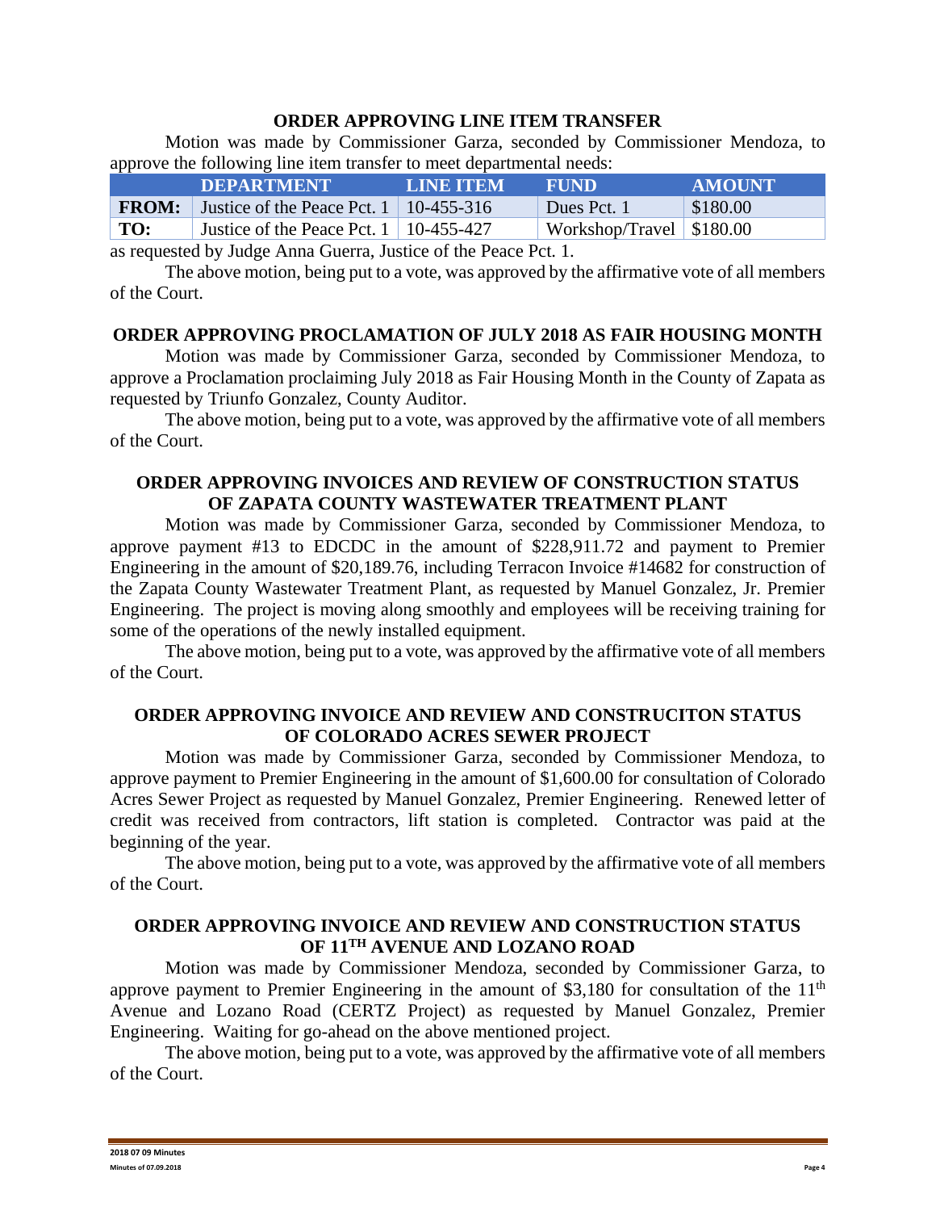## ORDER APPROVING LINE ITEM TRANSFER

Motion was made by Commissioner Garza, seconded by Commissioner Mendoza, to approve the following line item transfer to meet departmental needs:

| | DEPARTMENT | LINE ITEM | FUND | AMOUNT |
|---|---|---|---|---|
| **FROM:** | Justice of the Peace Pct. 1 | 10-455-316 | Dues Pct. 1 | $180.00 |
| **TO:** | Justice of the Peace Pct. 1 | 10-455-427 | Workshop/Travel | $180.00 |

as requested by Judge Anna Guerra, Justice of the Peace Pct. 1.

The above motion, being put to a vote, was approved by the affirmative vote of all members of the Court.

## ORDER APPROVING PROCLAMATION OF JULY 2018 AS FAIR HOUSING MONTH

Motion was made by Commissioner Garza, seconded by Commissioner Mendoza, to approve a Proclamation proclaiming July 2018 as Fair Housing Month in the County of Zapata as requested by Triunfo Gonzalez, County Auditor.

The above motion, being put to a vote, was approved by the affirmative vote of all members of the Court.

## ORDER APPROVING INVOICES AND REVIEW OF CONSTRUCTION STATUS OF ZAPATA COUNTY WASTEWATER TREATMENT PLANT

Motion was made by Commissioner Garza, seconded by Commissioner Mendoza, to approve payment #13 to EDCDC in the amount of $228,911.72 and payment to Premier Engineering in the amount of $20,189.76, including Terracon Invoice #14682 for construction of the Zapata County Wastewater Treatment Plant, as requested by Manuel Gonzalez, Jr. Premier Engineering. The project is moving along smoothly and employees will be receiving training for some of the operations of the newly installed equipment.

The above motion, being put to a vote, was approved by the affirmative vote of all members of the Court.

## ORDER APPROVING INVOICE AND REVIEW AND CONSTRUCITON STATUS OF COLORADO ACRES SEWER PROJECT

Motion was made by Commissioner Garza, seconded by Commissioner Mendoza, to approve payment to Premier Engineering in the amount of $1,600.00 for consultation of Colorado Acres Sewer Project as requested by Manuel Gonzalez, Premier Engineering. Renewed letter of credit was received from contractors, lift station is completed. Contractor was paid at the beginning of the year.

The above motion, being put to a vote, was approved by the affirmative vote of all members of the Court.

## ORDER APPROVING INVOICE AND REVIEW AND CONSTRUCTION STATUS OF 11TH AVENUE AND LOZANO ROAD

Motion was made by Commissioner Mendoza, seconded by Commissioner Garza, to approve payment to Premier Engineering in the amount of $3,180 for consultation of the 11th Avenue and Lozano Road (CERTZ Project) as requested by Manuel Gonzalez, Premier Engineering. Waiting for go-ahead on the above mentioned project.

The above motion, being put to a vote, was approved by the affirmative vote of all members of the Court.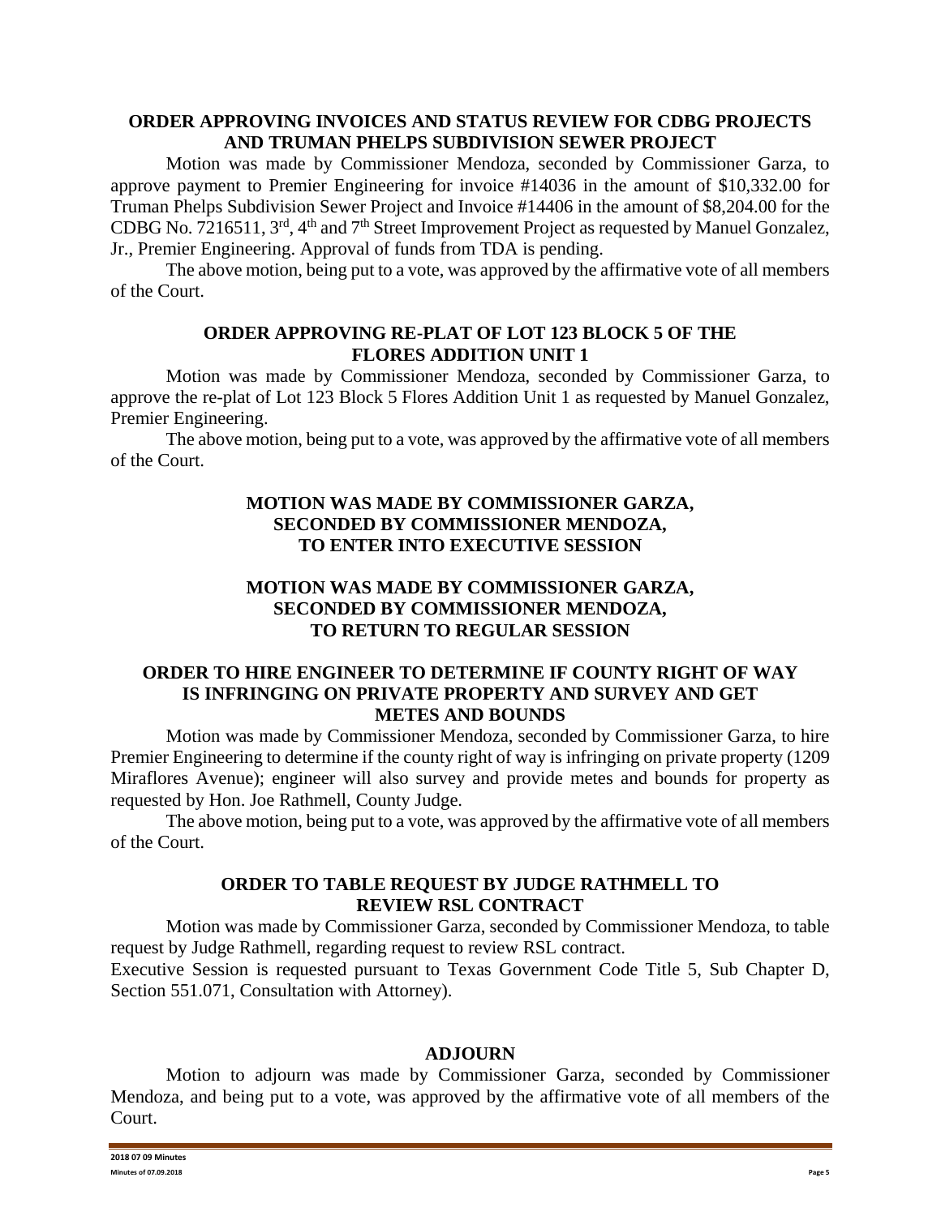### ORDER APPROVING INVOICES AND STATUS REVIEW FOR CDBG PROJECTS AND TRUMAN PHELPS SUBDIVISION SEWER PROJECT

Motion was made by Commissioner Mendoza, seconded by Commissioner Garza, to approve payment to Premier Engineering for invoice #14036 in the amount of $10,332.00 for Truman Phelps Subdivision Sewer Project and Invoice #14406 in the amount of $8,204.00 for the CDBG No. 7216511, 3rd, 4th and 7th Street Improvement Project as requested by Manuel Gonzalez, Jr., Premier Engineering. Approval of funds from TDA is pending.

The above motion, being put to a vote, was approved by the affirmative vote of all members of the Court.

### ORDER APPROVING RE-PLAT OF LOT 123 BLOCK 5 OF THE FLORES ADDITION UNIT 1

Motion was made by Commissioner Mendoza, seconded by Commissioner Garza, to approve the re-plat of Lot 123 Block 5 Flores Addition Unit 1 as requested by Manuel Gonzalez, Premier Engineering.

The above motion, being put to a vote, was approved by the affirmative vote of all members of the Court.

### MOTION WAS MADE BY COMMISSIONER GARZA, SECONDED BY COMMISSIONER MENDOZA, TO ENTER INTO EXECUTIVE SESSION

### MOTION WAS MADE BY COMMISSIONER GARZA, SECONDED BY COMMISSIONER MENDOZA, TO RETURN TO REGULAR SESSION

### ORDER TO HIRE ENGINEER TO DETERMINE IF COUNTY RIGHT OF WAY IS INFRINGING ON PRIVATE PROPERTY AND SURVEY AND GET METES AND BOUNDS

Motion was made by Commissioner Mendoza, seconded by Commissioner Garza, to hire Premier Engineering to determine if the county right of way is infringing on private property (1209 Miraflores Avenue); engineer will also survey and provide metes and bounds for property as requested by Hon. Joe Rathmell, County Judge.

The above motion, being put to a vote, was approved by the affirmative vote of all members of the Court.

### ORDER TO TABLE REQUEST BY JUDGE RATHMELL TO REVIEW RSL CONTRACT

Motion was made by Commissioner Garza, seconded by Commissioner Mendoza, to table request by Judge Rathmell, regarding request to review RSL contract.
Executive Session is requested pursuant to Texas Government Code Title 5, Sub Chapter D, Section 551.071, Consultation with Attorney).

### ADJOURN

Motion to adjourn was made by Commissioner Garza, seconded by Commissioner Mendoza, and being put to a vote, was approved by the affirmative vote of all members of the Court.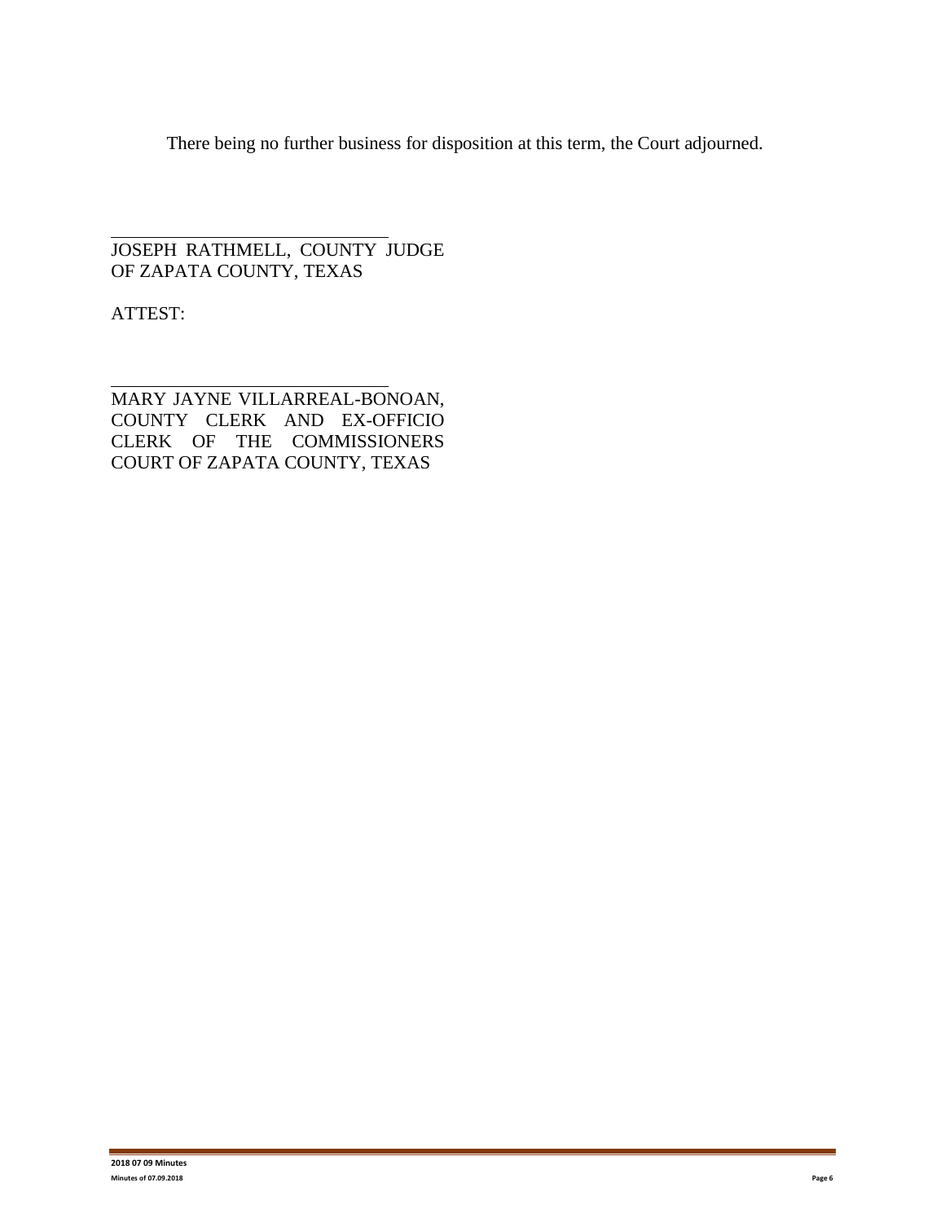There being no further business for disposition at this term, the Court adjourned.

\_\_\_\_\_\_\_\_\_\_\_\_\_\_\_\_\_\_\_\_\_\_\_\_\_\_\_\_\_\_

JOSEPH RATHMELL, COUNTY JUDGE OF ZAPATA COUNTY, TEXAS

ATTEST:

\_\_\_\_\_\_\_\_\_\_\_\_\_\_\_\_\_\_\_\_\_\_\_\_\_\_\_\_\_\_

MARY JAYNE VILLARREAL-BONOAN, COUNTY CLERK AND EX-OFFICIO CLERK OF THE COMMISSIONERS COURT OF ZAPATA COUNTY, TEXAS